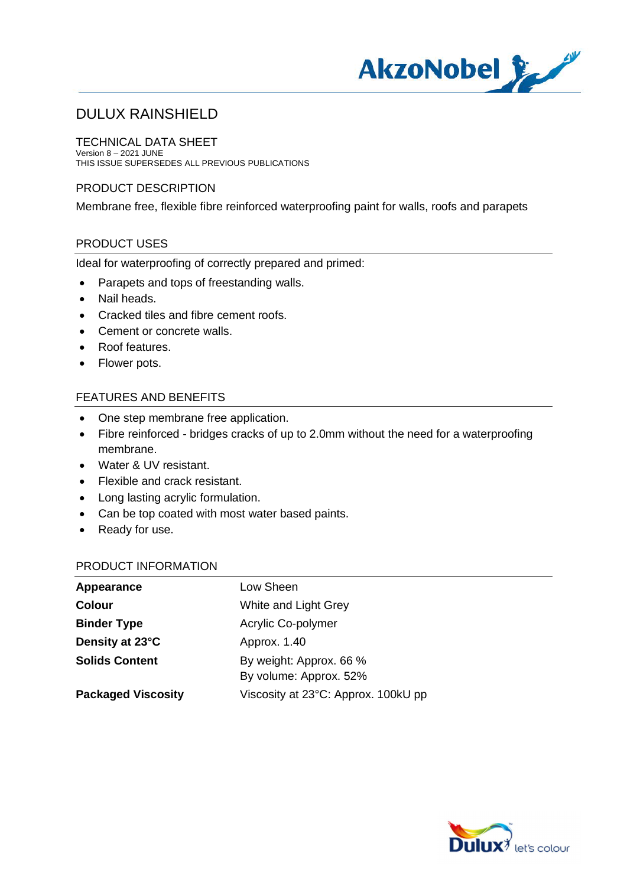# DULUX RAINSHIELD

## TECHNICAL DATA SHEET

Version 8 – 2021 JUNE
THIS ISSUE SUPERSEDES ALL PREVIOUS PUBLICATIONS

## PRODUCT DESCRIPTION

Membrane free, flexible fibre reinforced waterproofing paint for walls, roofs and parapets

## PRODUCT USES

Ideal for waterproofing of correctly prepared and primed:

- Parapets and tops of freestanding walls.
- Nail heads.
- Cracked tiles and fibre cement roofs.
- Cement or concrete walls.
- Roof features.
- Flower pots.

## FEATURES AND BENEFITS

- One step membrane free application.
- Fibre reinforced - bridges cracks of up to 2.0mm without the need for a waterproofing membrane.
- Water & UV resistant.
- Flexible and crack resistant.
- Long lasting acrylic formulation.
- Can be top coated with most water based paints.
- Ready for use.

## PRODUCT INFORMATION

| | |
|---|---|
| **Appearance** | Low Sheen |
| **Colour** | White and Light Grey |
| **Binder Type** | Acrylic Co-polymer |
| **Density at 23°C** | Approx. 1.40 |
| **Solids Content** | By weight: Approx. 66 %<br>By volume: Approx. 52% |
| **Packaged Viscosity** | Viscosity at 23°C: Approx. 100kU pp |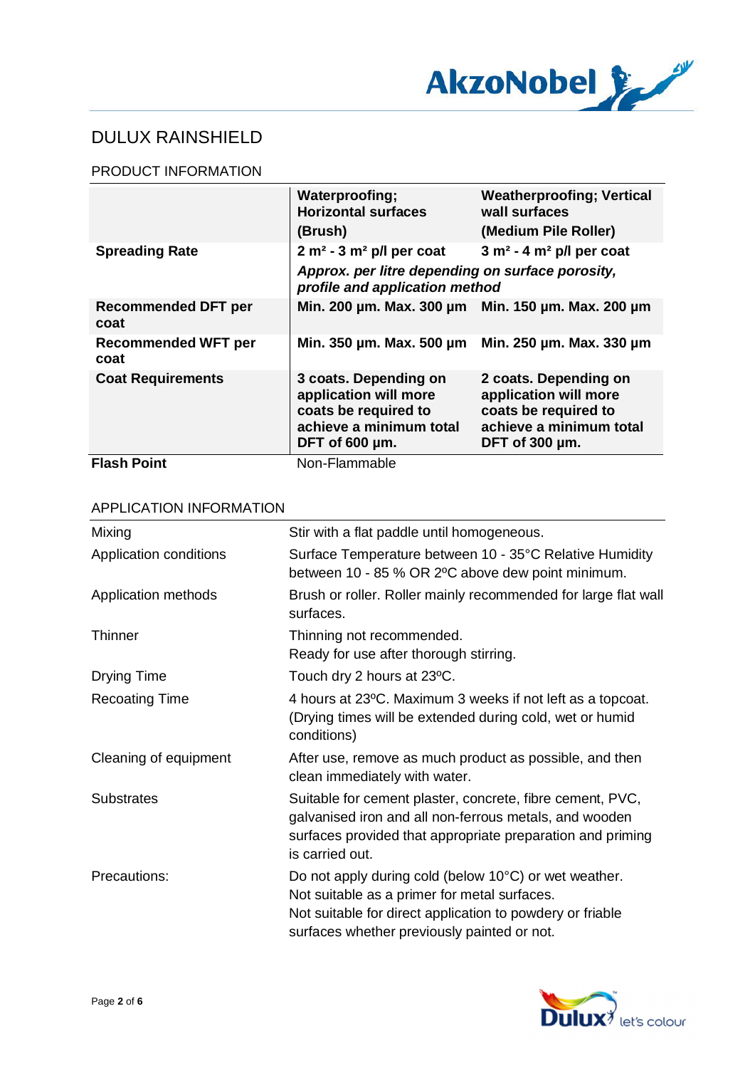# DULUX RAINSHIELD

## PRODUCT INFORMATION

| | **Waterproofing; Horizontal surfaces (Brush)** | **Weatherproofing; Vertical wall surfaces (Medium Pile Roller)** |
|---|---|---|
| **Spreading Rate** | **2 m² - 3 m² p/l per coat** | **3 m² - 4 m² p/l per coat** |
| | ***Approx. per litre depending on surface porosity, profile and application method*** | |
| **Recommended DFT per coat** | **Min. 200 µm. Max. 300 µm** | **Min. 150 µm. Max. 200 µm** |
| **Recommended WFT per coat** | **Min. 350 µm. Max. 500 µm** | **Min. 250 µm. Max. 330 µm** |
| **Coat Requirements** | **3 coats. Depending on application will more coats be required to achieve a minimum total DFT of 600 µm.** | **2 coats. Depending on application will more coats be required to achieve a minimum total DFT of 300 µm.** |
| **Flash Point** | Non-Flammable | |

## APPLICATION INFORMATION

| | |
|---|---|
| Mixing | Stir with a flat paddle until homogeneous. |
| Application conditions | Surface Temperature between 10 - 35°C Relative Humidity between 10 - 85 % OR 2ºC above dew point minimum. |
| Application methods | Brush or roller. Roller mainly recommended for large flat wall surfaces. |
| Thinner | Thinning not recommended.<br>Ready for use after thorough stirring. |
| Drying Time | Touch dry 2 hours at 23ºC. |
| Recoating Time | 4 hours at 23ºC. Maximum 3 weeks if not left as a topcoat. (Drying times will be extended during cold, wet or humid conditions) |
| Cleaning of equipment | After use, remove as much product as possible, and then clean immediately with water. |
| Substrates | Suitable for cement plaster, concrete, fibre cement, PVC, galvanised iron and all non-ferrous metals, and wooden surfaces provided that appropriate preparation and priming is carried out. |
| Precautions: | Do not apply during cold (below 10°C) or wet weather.<br>Not suitable as a primer for metal surfaces.<br>Not suitable for direct application to powdery or friable surfaces whether previously painted or not. |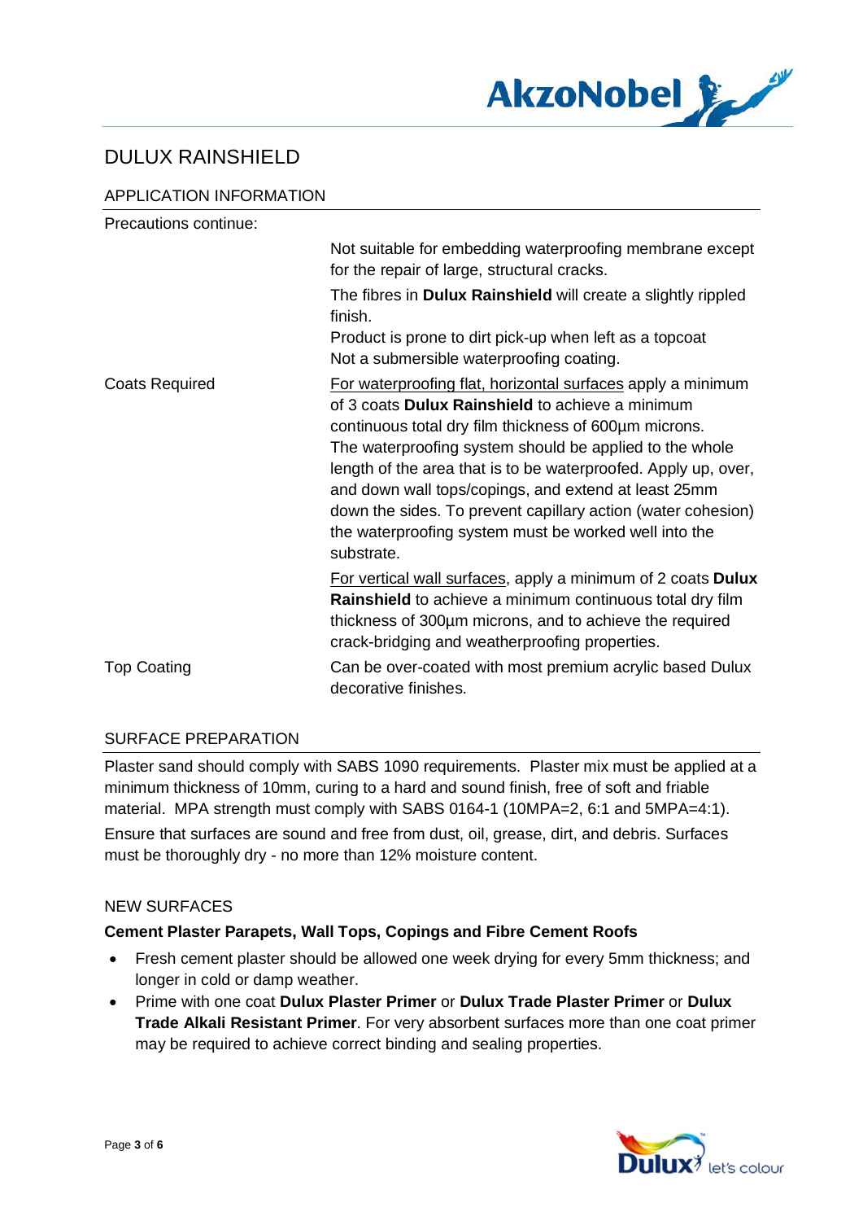# DULUX RAINSHIELD

## APPLICATION INFORMATION

Precautions continue:

| | |
|---|---|
| | Not suitable for embedding waterproofing membrane except for the repair of large, structural cracks. |
| | The fibres in **Dulux Rainshield** will create a slightly rippled finish.<br>Product is prone to dirt pick-up when left as a topcoat<br>Not a submersible waterproofing coating. |
| Coats Required | <u>For waterproofing flat, horizontal surfaces</u> apply a minimum of 3 coats **Dulux Rainshield** to achieve a minimum continuous total dry film thickness of 600µm microns. The waterproofing system should be applied to the whole length of the area that is to be waterproofed. Apply up, over, and down wall tops/copings, and extend at least 25mm down the sides. To prevent capillary action (water cohesion) the waterproofing system must be worked well into the substrate. |
| | <u>For vertical wall surfaces</u>, apply a minimum of 2 coats **Dulux Rainshield** to achieve a minimum continuous total dry film thickness of 300µm microns, and to achieve the required crack-bridging and weatherproofing properties. |
| Top Coating | Can be over-coated with most premium acrylic based Dulux decorative finishes. |

## SURFACE PREPARATION

Plaster sand should comply with SABS 1090 requirements. Plaster mix must be applied at a minimum thickness of 10mm, curing to a hard and sound finish, free of soft and friable material. MPA strength must comply with SABS 0164-1 (10MPA=2, 6:1 and 5MPA=4:1).

Ensure that surfaces are sound and free from dust, oil, grease, dirt, and debris. Surfaces must be thoroughly dry - no more than 12% moisture content.

## NEW SURFACES

### Cement Plaster Parapets, Wall Tops, Copings and Fibre Cement Roofs

- Fresh cement plaster should be allowed one week drying for every 5mm thickness; and longer in cold or damp weather.
- Prime with one coat **Dulux Plaster Primer** or **Dulux Trade Plaster Primer** or **Dulux Trade Alkali Resistant Primer**. For very absorbent surfaces more than one coat primer may be required to achieve correct binding and sealing properties.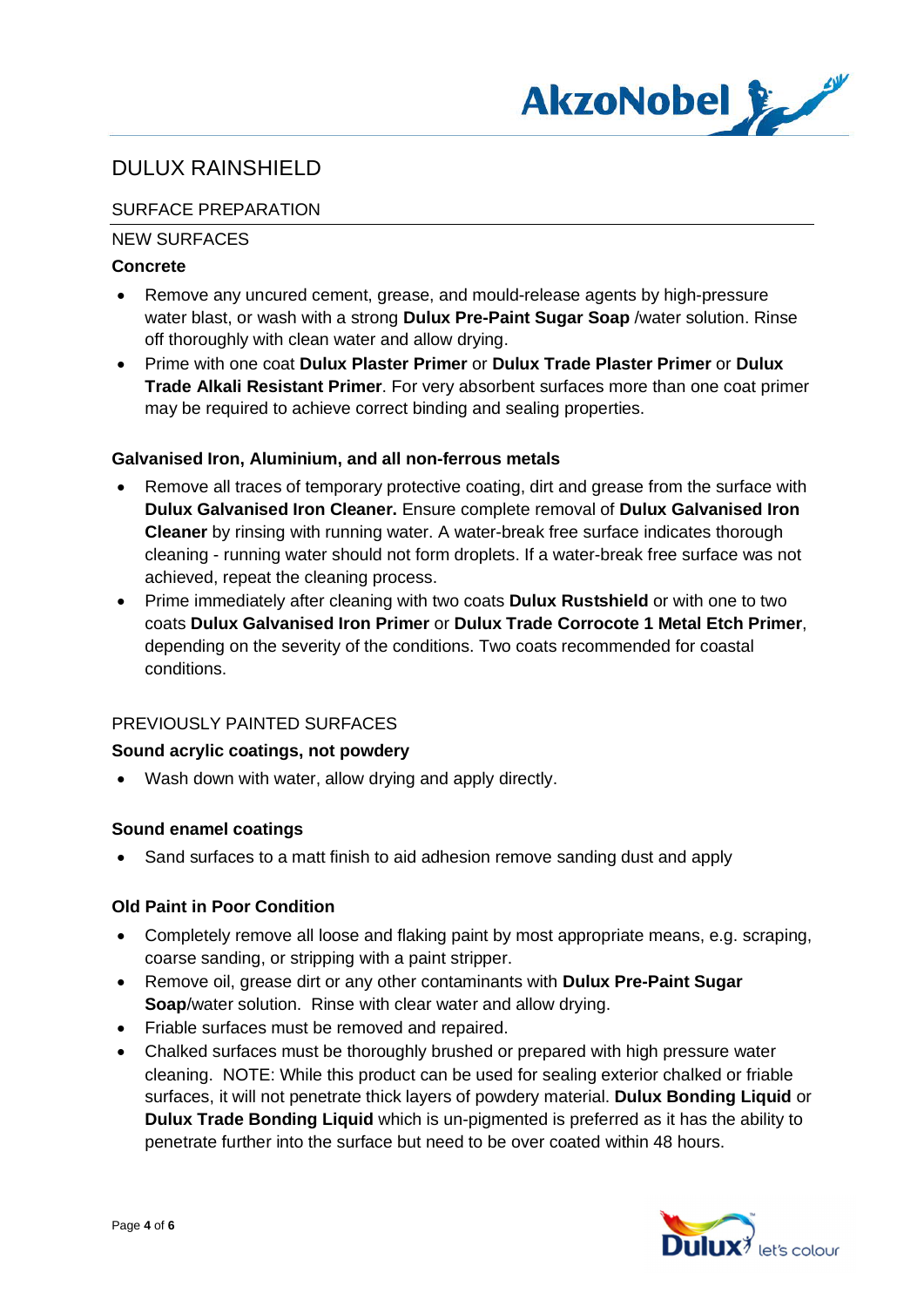# DULUX RAINSHIELD

## SURFACE PREPARATION

### NEW SURFACES

**Concrete**

- Remove any uncured cement, grease, and mould-release agents by high-pressure water blast, or wash with a strong **Dulux Pre-Paint Sugar Soap** /water solution. Rinse off thoroughly with clean water and allow drying.
- Prime with one coat **Dulux Plaster Primer** or **Dulux Trade Plaster Primer** or **Dulux Trade Alkali Resistant Primer**. For very absorbent surfaces more than one coat primer may be required to achieve correct binding and sealing properties.

**Galvanised Iron, Aluminium, and all non-ferrous metals**

- Remove all traces of temporary protective coating, dirt and grease from the surface with **Dulux Galvanised Iron Cleaner.** Ensure complete removal of **Dulux Galvanised Iron Cleaner** by rinsing with running water. A water-break free surface indicates thorough cleaning - running water should not form droplets. If a water-break free surface was not achieved, repeat the cleaning process.
- Prime immediately after cleaning with two coats **Dulux Rustshield** or with one to two coats **Dulux Galvanised Iron Primer** or **Dulux Trade Corrocote 1 Metal Etch Primer**, depending on the severity of the conditions. Two coats recommended for coastal conditions.

### PREVIOUSLY PAINTED SURFACES

**Sound acrylic coatings, not powdery**

- Wash down with water, allow drying and apply directly.

**Sound enamel coatings**

- Sand surfaces to a matt finish to aid adhesion remove sanding dust and apply

**Old Paint in Poor Condition**

- Completely remove all loose and flaking paint by most appropriate means, e.g. scraping, coarse sanding, or stripping with a paint stripper.
- Remove oil, grease dirt or any other contaminants with **Dulux Pre-Paint Sugar Soap**/water solution. Rinse with clear water and allow drying.
- Friable surfaces must be removed and repaired.
- Chalked surfaces must be thoroughly brushed or prepared with high pressure water cleaning. NOTE: While this product can be used for sealing exterior chalked or friable surfaces, it will not penetrate thick layers of powdery material. **Dulux Bonding Liquid** or **Dulux Trade Bonding Liquid** which is un-pigmented is preferred as it has the ability to penetrate further into the surface but need to be over coated within 48 hours.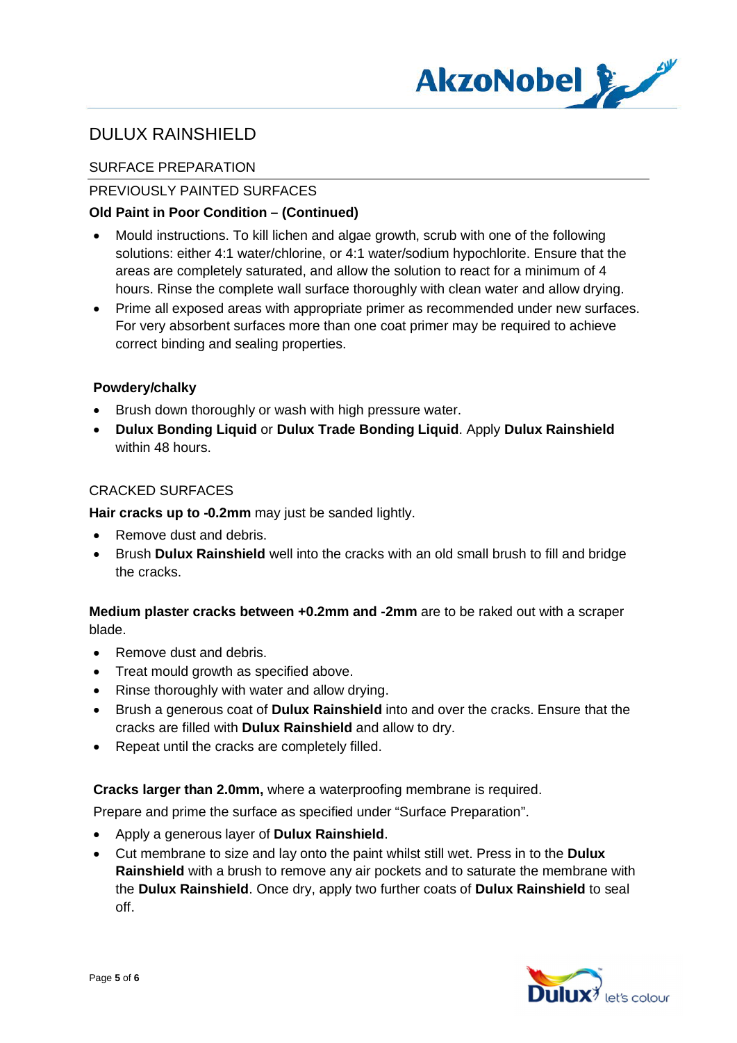# DULUX RAINSHIELD

## SURFACE PREPARATION

### PREVIOUSLY PAINTED SURFACES

**Old Paint in Poor Condition – (Continued)**

- Mould instructions. To kill lichen and algae growth, scrub with one of the following solutions: either 4:1 water/chlorine, or 4:1 water/sodium hypochlorite. Ensure that the areas are completely saturated, and allow the solution to react for a minimum of 4 hours. Rinse the complete wall surface thoroughly with clean water and allow drying.
- Prime all exposed areas with appropriate primer as recommended under new surfaces. For very absorbent surfaces more than one coat primer may be required to achieve correct binding and sealing properties.

**Powdery/chalky**

- Brush down thoroughly or wash with high pressure water.
- **Dulux Bonding Liquid** or **Dulux Trade Bonding Liquid**. Apply **Dulux Rainshield** within 48 hours.

### CRACKED SURFACES

**Hair cracks up to -0.2mm** may just be sanded lightly.

- Remove dust and debris.
- Brush **Dulux Rainshield** well into the cracks with an old small brush to fill and bridge the cracks.

**Medium plaster cracks between +0.2mm and -2mm** are to be raked out with a scraper blade.

- Remove dust and debris.
- Treat mould growth as specified above.
- Rinse thoroughly with water and allow drying.
- Brush a generous coat of **Dulux Rainshield** into and over the cracks. Ensure that the cracks are filled with **Dulux Rainshield** and allow to dry.
- Repeat until the cracks are completely filled.

**Cracks larger than 2.0mm,** where a waterproofing membrane is required.

Prepare and prime the surface as specified under "Surface Preparation".

- Apply a generous layer of **Dulux Rainshield**.
- Cut membrane to size and lay onto the paint whilst still wet. Press in to the **Dulux Rainshield** with a brush to remove any air pockets and to saturate the membrane with the **Dulux Rainshield**. Once dry, apply two further coats of **Dulux Rainshield** to seal off.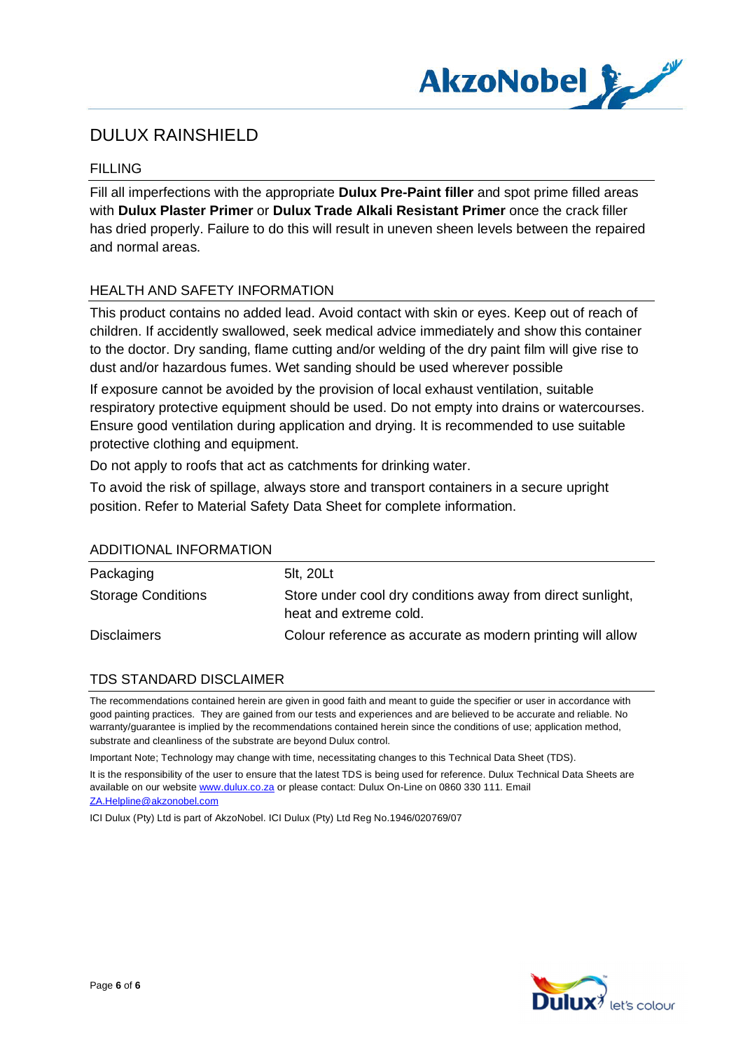# DULUX RAINSHIELD

## FILLING

Fill all imperfections with the appropriate **Dulux Pre-Paint filler** and spot prime filled areas with **Dulux Plaster Primer** or **Dulux Trade Alkali Resistant Primer** once the crack filler has dried properly. Failure to do this will result in uneven sheen levels between the repaired and normal areas.

## HEALTH AND SAFETY INFORMATION

This product contains no added lead. Avoid contact with skin or eyes. Keep out of reach of children. If accidently swallowed, seek medical advice immediately and show this container to the doctor. Dry sanding, flame cutting and/or welding of the dry paint film will give rise to dust and/or hazardous fumes. Wet sanding should be used wherever possible

If exposure cannot be avoided by the provision of local exhaust ventilation, suitable respiratory protective equipment should be used. Do not empty into drains or watercourses. Ensure good ventilation during application and drying. It is recommended to use suitable protective clothing and equipment.

Do not apply to roofs that act as catchments for drinking water.

To avoid the risk of spillage, always store and transport containers in a secure upright position. Refer to Material Safety Data Sheet for complete information.

## ADDITIONAL INFORMATION

| | |
|---|---|
| Packaging | 5lt, 20Lt |
| Storage Conditions | Store under cool dry conditions away from direct sunlight, heat and extreme cold. |
| Disclaimers | Colour reference as accurate as modern printing will allow |

## TDS STANDARD DISCLAIMER

The recommendations contained herein are given in good faith and meant to guide the specifier or user in accordance with good painting practices. They are gained from our tests and experiences and are believed to be accurate and reliable. No warranty/guarantee is implied by the recommendations contained herein since the conditions of use; application method, substrate and cleanliness of the substrate are beyond Dulux control.

Important Note; Technology may change with time, necessitating changes to this Technical Data Sheet (TDS).

It is the responsibility of the user to ensure that the latest TDS is being used for reference. Dulux Technical Data Sheets are available on our website www.dulux.co.za or please contact: Dulux On-Line on 0860 330 111. Email ZA.Helpline@akzonobel.com

ICI Dulux (Pty) Ltd is part of AkzoNobel. ICI Dulux (Pty) Ltd Reg No.1946/020769/07